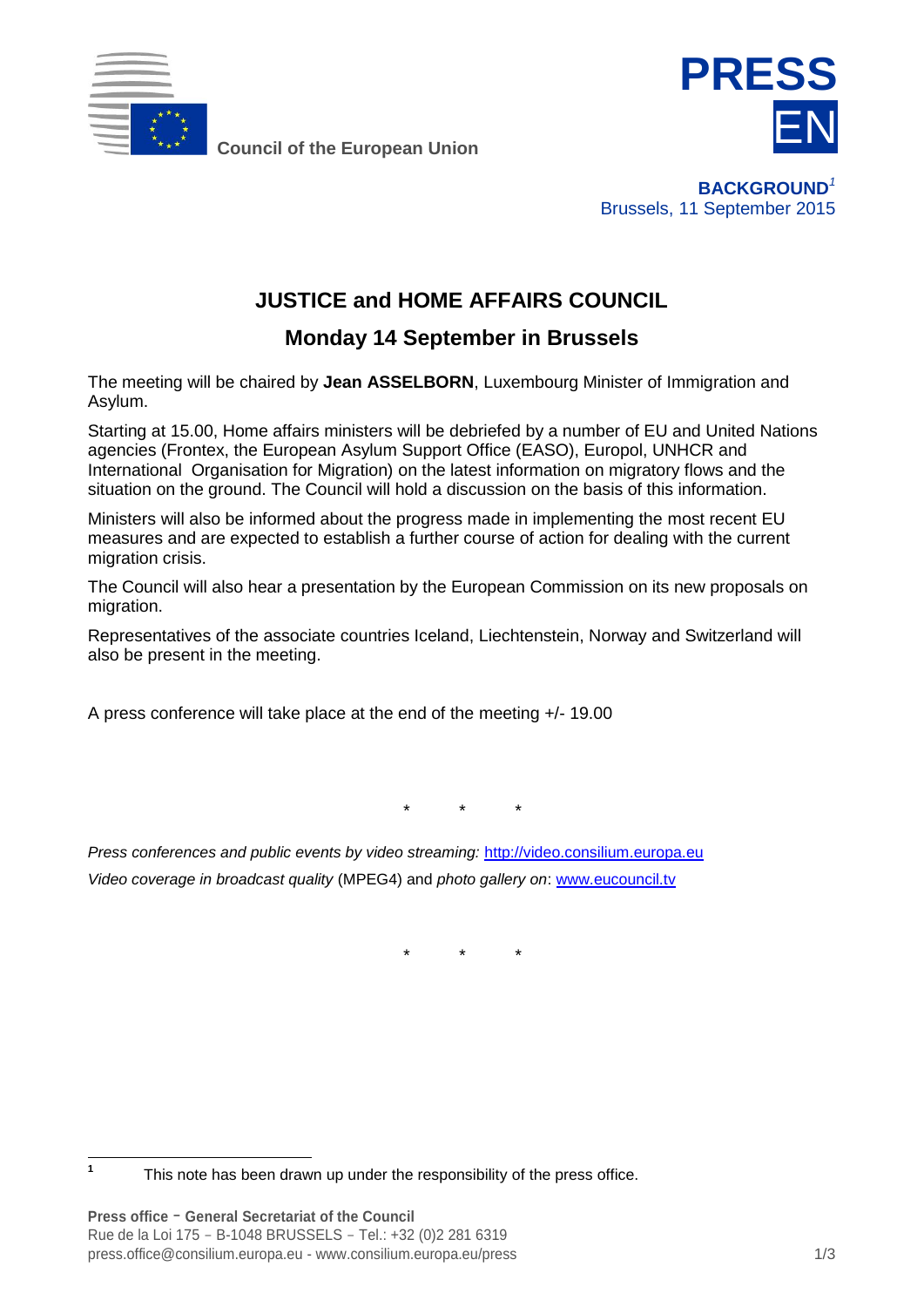Council of the European Union

**PRESS**

EN

**BACKGROUND**[1]

Brussels, 11 September 2015

# JUSTICE and HOME AFFAIRS COUNCIL

## Monday 14 September in Brussels

The meeting will be chaired by **Jean ASSELBORN**, Luxembourg Minister of Immigration and Asylum.

Starting at 15.00, Home affairs ministers will be debriefed by a number of EU and United Nations agencies (Frontex, the European Asylum Support Office (EASO), Europol, UNHCR and International Organisation for Migration) on the latest information on migratory flows and the situation on the ground. The Council will hold a discussion on the basis of this information.

Ministers will also be informed about the progress made in implementing the most recent EU measures and are expected to establish a further course of action for dealing with the current migration crisis.

The Council will also hear a presentation by the European Commission on its new proposals on migration.

Representatives of the associate countries Iceland, Liechtenstein, Norway and Switzerland will also be present in the meeting.

A press conference will take place at the end of the meeting +/- 19.00

\* \* \*

*Press conferences and public events by video streaming:* http://video.consilium.europa.eu

*Video coverage in broadcast quality* (MPEG4) and *photo gallery on*: www.eucouncil.tv

\* \* \*

[1] This note has been drawn up under the responsibility of the press office.

**Press office - General Secretariat of the Council**
Rue de la Loi 175 - B-1048 BRUSSELS - Tel.: +32 (0)2 281 6319
press.office@consilium.europa.eu - www.consilium.europa.eu/press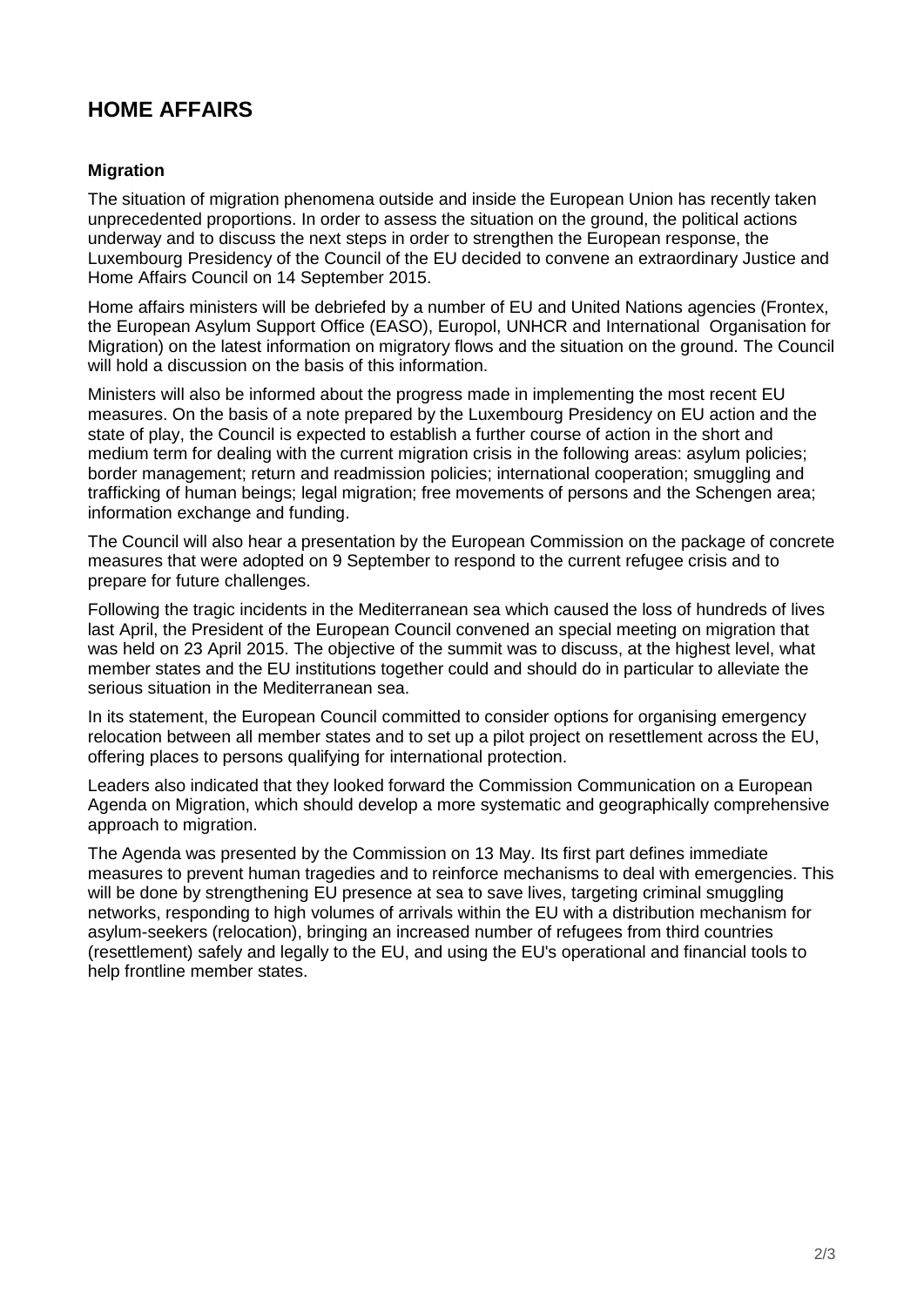# HOME AFFAIRS

### Migration

The situation of migration phenomena outside and inside the European Union has recently taken unprecedented proportions. In order to assess the situation on the ground, the political actions underway and to discuss the next steps in order to strengthen the European response, the Luxembourg Presidency of the Council of the EU decided to convene an extraordinary Justice and Home Affairs Council on 14 September 2015.

Home affairs ministers will be debriefed by a number of EU and United Nations agencies (Frontex, the European Asylum Support Office (EASO), Europol, UNHCR and International Organisation for Migration) on the latest information on migratory flows and the situation on the ground. The Council will hold a discussion on the basis of this information.

Ministers will also be informed about the progress made in implementing the most recent EU measures. On the basis of a note prepared by the Luxembourg Presidency on EU action and the state of play, the Council is expected to establish a further course of action in the short and medium term for dealing with the current migration crisis in the following areas: asylum policies; border management; return and readmission policies; international cooperation; smuggling and trafficking of human beings; legal migration; free movements of persons and the Schengen area; information exchange and funding.

The Council will also hear a presentation by the European Commission on the package of concrete measures that were adopted on 9 September to respond to the current refugee crisis and to prepare for future challenges.

Following the tragic incidents in the Mediterranean sea which caused the loss of hundreds of lives last April, the President of the European Council convened an special meeting on migration that was held on 23 April 2015. The objective of the summit was to discuss, at the highest level, what member states and the EU institutions together could and should do in particular to alleviate the serious situation in the Mediterranean sea.

In its statement, the European Council committed to consider options for organising emergency relocation between all member states and to set up a pilot project on resettlement across the EU, offering places to persons qualifying for international protection.

Leaders also indicated that they looked forward the Commission Communication on a European Agenda on Migration, which should develop a more systematic and geographically comprehensive approach to migration.

The Agenda was presented by the Commission on 13 May. Its first part defines immediate measures to prevent human tragedies and to reinforce mechanisms to deal with emergencies. This will be done by strengthening EU presence at sea to save lives, targeting criminal smuggling networks, responding to high volumes of arrivals within the EU with a distribution mechanism for asylum-seekers (relocation), bringing an increased number of refugees from third countries (resettlement) safely and legally to the EU, and using the EU's operational and financial tools to help frontline member states.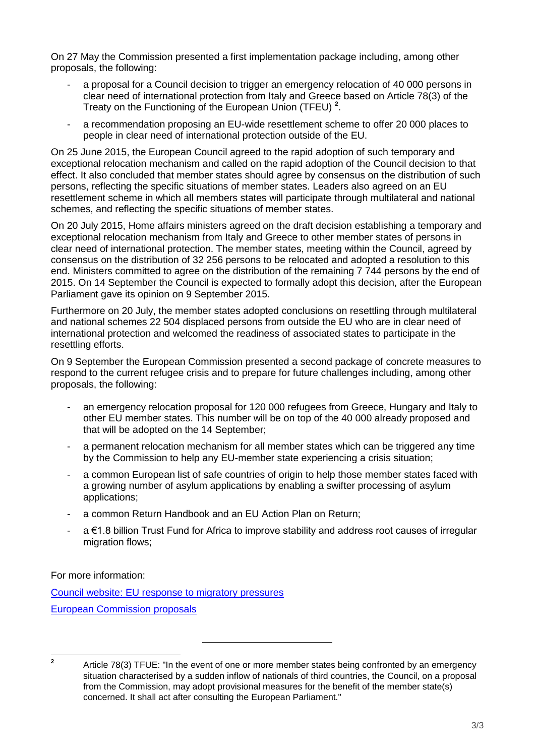On 27 May the Commission presented a first implementation package including, among other proposals, the following:

- a proposal for a Council decision to trigger an emergency relocation of 40 000 persons in clear need of international protection from Italy and Greece based on Article 78(3) of the Treaty on the Functioning of the European Union (TFEU) [2].
- a recommendation proposing an EU-wide resettlement scheme to offer 20 000 places to people in clear need of international protection outside of the EU.

On 25 June 2015, the European Council agreed to the rapid adoption of such temporary and exceptional relocation mechanism and called on the rapid adoption of the Council decision to that effect. It also concluded that member states should agree by consensus on the distribution of such persons, reflecting the specific situations of member states. Leaders also agreed on an EU resettlement scheme in which all members states will participate through multilateral and national schemes, and reflecting the specific situations of member states.

On 20 July 2015, Home affairs ministers agreed on the draft decision establishing a temporary and exceptional relocation mechanism from Italy and Greece to other member states of persons in clear need of international protection. The member states, meeting within the Council, agreed by consensus on the distribution of 32 256 persons to be relocated and adopted a resolution to this end. Ministers committed to agree on the distribution of the remaining 7 744 persons by the end of 2015. On 14 September the Council is expected to formally adopt this decision, after the European Parliament gave its opinion on 9 September 2015.

Furthermore on 20 July, the member states adopted conclusions on resettling through multilateral and national schemes 22 504 displaced persons from outside the EU who are in clear need of international protection and welcomed the readiness of associated states to participate in the resettling efforts.

On 9 September the European Commission presented a second package of concrete measures to respond to the current refugee crisis and to prepare for future challenges including, among other proposals, the following:

- an emergency relocation proposal for 120 000 refugees from Greece, Hungary and Italy to other EU member states. This number will be on top of the 40 000 already proposed and that will be adopted on the 14 September;
- a permanent relocation mechanism for all member states which can be triggered any time by the Commission to help any EU-member state experiencing a crisis situation;
- a common European list of safe countries of origin to help those member states faced with a growing number of asylum applications by enabling a swifter processing of asylum applications;
- a common Return Handbook and an EU Action Plan on Return;
- a €1.8 billion Trust Fund for Africa to improve stability and address root causes of irregular migration flows;

For more information:

Council website: EU response to migratory pressures

European Commission proposals

---

[2] Article 78(3) TFEU: "In the event of one or more member states being confronted by an emergency situation characterised by a sudden inflow of nationals of third countries, the Council, on a proposal from the Commission, may adopt provisional measures for the benefit of the member state(s) concerned. It shall act after consulting the European Parliament."